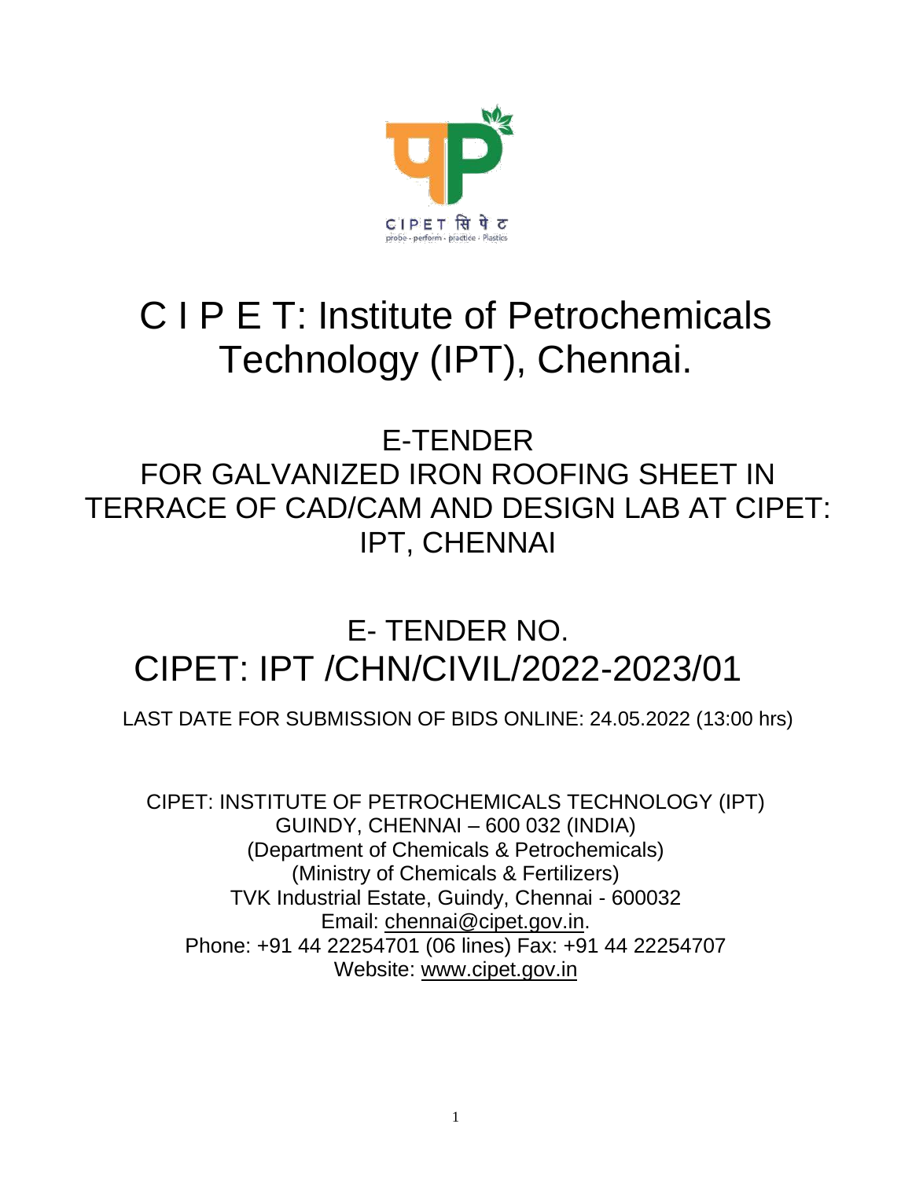# C I P E T: Institute of Petrochemicals Technology (IPT), Chennai.

## E-TENDER
## FOR GALVANIZED IRON ROOFING SHEET IN TERRACE OF CAD/CAM AND DESIGN LAB AT CIPET: IPT, CHENNAI

## E- TENDER NO.
## CIPET: IPT /CHN/CIVIL/2022-2023/01

LAST DATE FOR SUBMISSION OF BIDS ONLINE: 24.05.2022 (13:00 hrs)

CIPET: INSTITUTE OF PETROCHEMICALS TECHNOLOGY (IPT)
GUINDY, CHENNAI – 600 032 (INDIA)
(Department of Chemicals & Petrochemicals)
(Ministry of Chemicals & Fertilizers)
TVK Industrial Estate, Guindy, Chennai - 600032
Email: chennai@cipet.gov.in.
Phone: +91 44 22254701 (06 lines) Fax: +91 44 22254707
Website: www.cipet.gov.in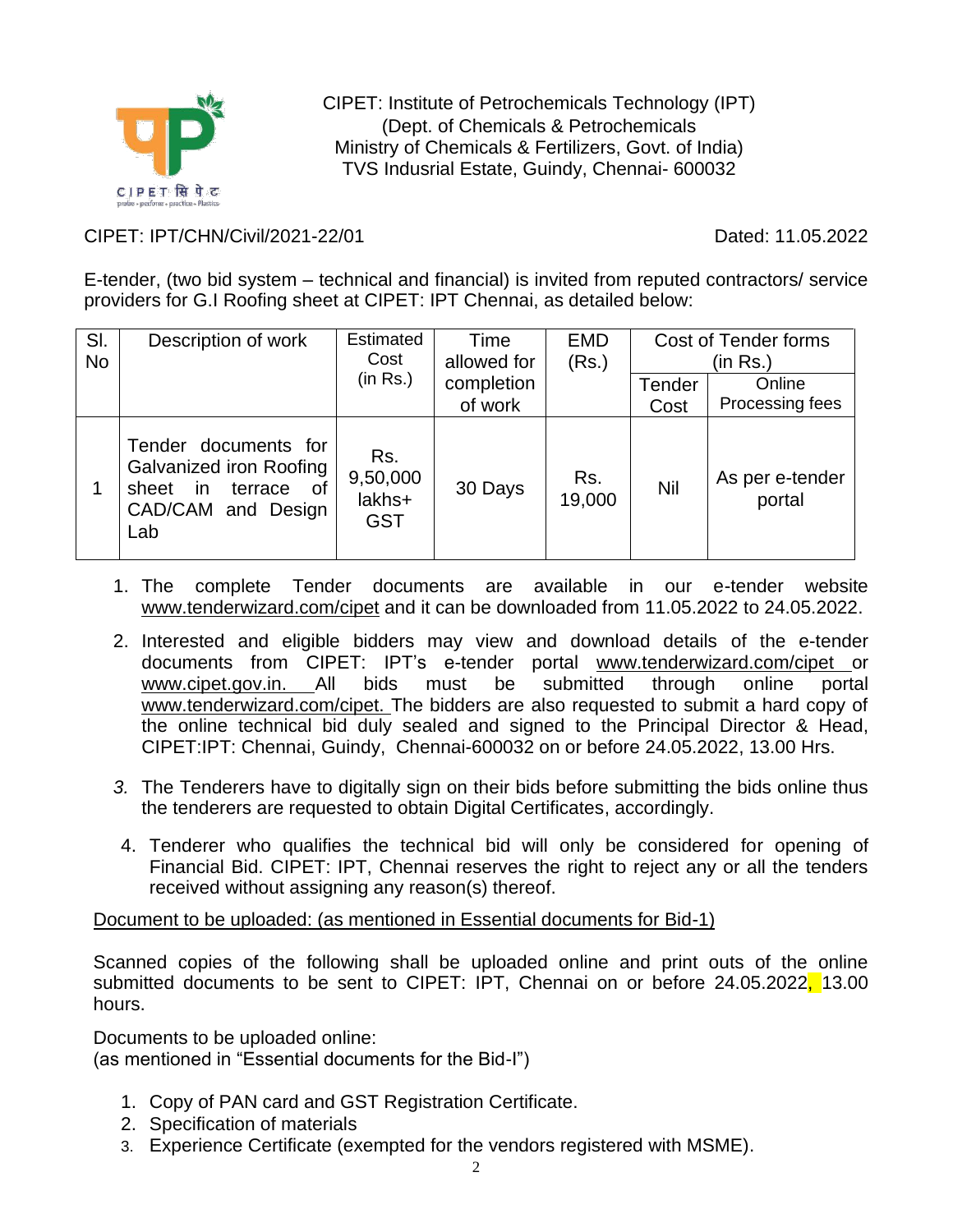CIPET: Institute of Petrochemicals Technology (IPT)
(Dept. of Chemicals & Petrochemicals
Ministry of Chemicals & Fertilizers, Govt. of India)
TVS Indusrial Estate, Guindy, Chennai- 600032

CIPET: IPT/CHN/Civil/2021-22/01 Dated: 11.05.2022

E-tender, (two bid system – technical and financial) is invited from reputed contractors/ service providers for G.I Roofing sheet at CIPET: IPT Chennai, as detailed below:

| Sl. No | Description of work | Estimated Cost (in Rs.) | Time allowed for completion of work | EMD (Rs.) | Cost of Tender forms (in Rs.) | |
|---|---|---|---|---|---|---|
| | | | | | Tender Cost | Online Processing fees |
| 1 | Tender documents for Galvanized iron Roofing sheet in terrace of CAD/CAM and Design Lab | Rs. 9,50,000 lakhs+ GST | 30 Days | Rs. 19,000 | Nil | As per e-tender portal |

1. The complete Tender documents are available in our e-tender website www.tenderwizard.com/cipet and it can be downloaded from 11.05.2022 to 24.05.2022.
2. Interested and eligible bidders may view and download details of the e-tender documents from CIPET: IPT's e-tender portal www.tenderwizard.com/cipet or www.cipet.gov.in. All bids must be submitted through online portal www.tenderwizard.com/cipet. The bidders are also requested to submit a hard copy of the online technical bid duly sealed and signed to the Principal Director & Head, CIPET:IPT: Chennai, Guindy, Chennai-600032 on or before 24.05.2022, 13.00 Hrs.
3. The Tenderers have to digitally sign on their bids before submitting the bids online thus the tenderers are requested to obtain Digital Certificates, accordingly.
4. Tenderer who qualifies the technical bid will only be considered for opening of Financial Bid. CIPET: IPT, Chennai reserves the right to reject any or all the tenders received without assigning any reason(s) thereof.

Document to be uploaded: (as mentioned in Essential documents for Bid-1)

Scanned copies of the following shall be uploaded online and print outs of the online submitted documents to be sent to CIPET: IPT, Chennai on or before 24.05.2022, 13.00 hours.

Documents to be uploaded online:
(as mentioned in "Essential documents for the Bid-I")

1. Copy of PAN card and GST Registration Certificate.
2. Specification of materials
3. Experience Certificate (exempted for the vendors registered with MSME).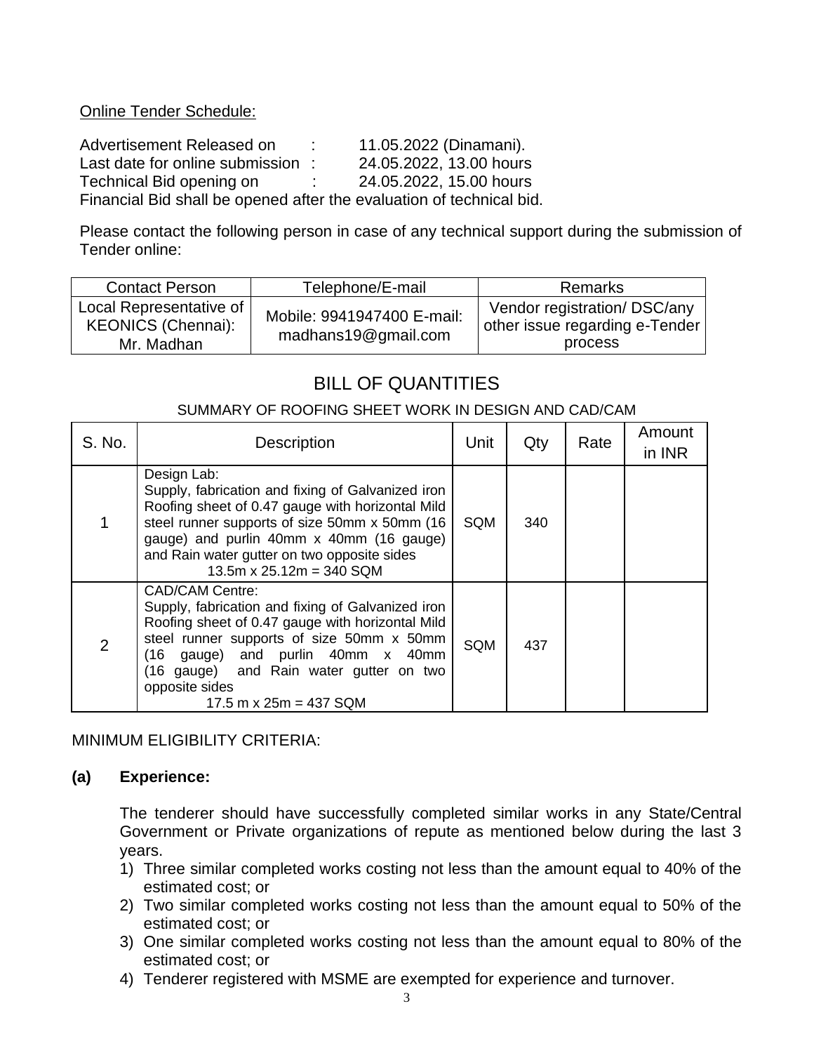Online Tender Schedule:

Advertisement Released on : 11.05.2022 (Dinamani).
Last date for online submission : 24.05.2022, 13.00 hours
Technical Bid opening on : 24.05.2022, 15.00 hours
Financial Bid shall be opened after the evaluation of technical bid.

Please contact the following person in case of any technical support during the submission of Tender online:

| Contact Person | Telephone/E-mail | Remarks |
|---|---|---|
| Local Representative of KEONICS (Chennai): Mr. Madhan | Mobile: 9941947400 E-mail: madhans19@gmail.com | Vendor registration/ DSC/any other issue regarding e-Tender process |

# BILL OF QUANTITIES

SUMMARY OF ROOFING SHEET WORK IN DESIGN AND CAD/CAM

| S. No. | Description | Unit | Qty | Rate | Amount in INR |
|---|---|---|---|---|---|
| 1 | Design Lab: Supply, fabrication and fixing of Galvanized iron Roofing sheet of 0.47 gauge with horizontal Mild steel runner supports of size 50mm x 50mm (16 gauge) and purlin 40mm x 40mm (16 gauge) and Rain water gutter on two opposite sides 13.5m x 25.12m = 340 SQM | SQM | 340 | | |
| 2 | CAD/CAM Centre: Supply, fabrication and fixing of Galvanized iron Roofing sheet of 0.47 gauge with horizontal Mild steel runner supports of size 50mm x 50mm (16 gauge) and purlin 40mm x 40mm (16 gauge) and Rain water gutter on two opposite sides 17.5 m x 25m = 437 SQM | SQM | 437 | | |

MINIMUM ELIGIBILITY CRITERIA:

**(a) Experience:**

The tenderer should have successfully completed similar works in any State/Central Government or Private organizations of repute as mentioned below during the last 3 years.

1) Three similar completed works costing not less than the amount equal to 40% of the estimated cost; or
2) Two similar completed works costing not less than the amount equal to 50% of the estimated cost; or
3) One similar completed works costing not less than the amount equal to 80% of the estimated cost; or
4) Tenderer registered with MSME are exempted for experience and turnover.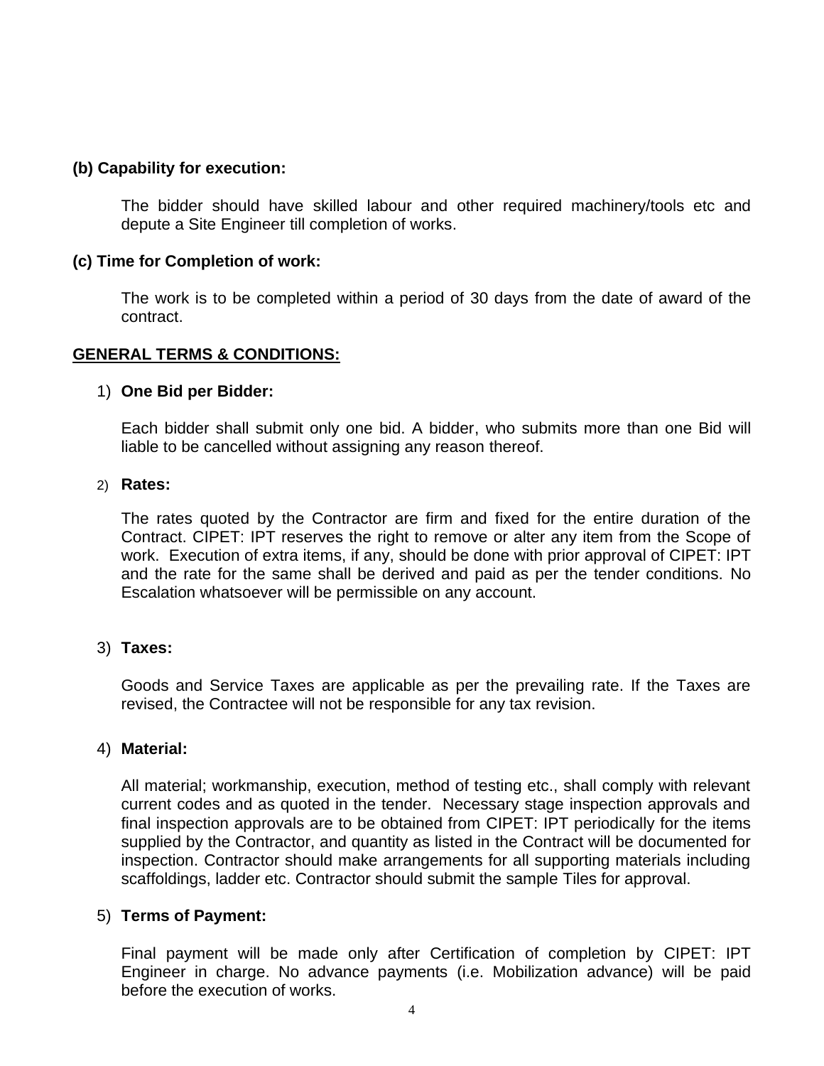**(b) Capability for execution:**

The bidder should have skilled labour and other required machinery/tools etc and depute a Site Engineer till completion of works.

**(c) Time for Completion of work:**

The work is to be completed within a period of 30 days from the date of award of the contract.

**GENERAL TERMS & CONDITIONS:**

1) **One Bid per Bidder:**

   Each bidder shall submit only one bid. A bidder, who submits more than one Bid will liable to be cancelled without assigning any reason thereof.

2) **Rates:**

   The rates quoted by the Contractor are firm and fixed for the entire duration of the Contract. CIPET: IPT reserves the right to remove or alter any item from the Scope of work. Execution of extra items, if any, should be done with prior approval of CIPET: IPT and the rate for the same shall be derived and paid as per the tender conditions. No Escalation whatsoever will be permissible on any account.

3) **Taxes:**

   Goods and Service Taxes are applicable as per the prevailing rate. If the Taxes are revised, the Contractee will not be responsible for any tax revision.

4) **Material:**

   All material; workmanship, execution, method of testing etc., shall comply with relevant current codes and as quoted in the tender. Necessary stage inspection approvals and final inspection approvals are to be obtained from CIPET: IPT periodically for the items supplied by the Contractor, and quantity as listed in the Contract will be documented for inspection. Contractor should make arrangements for all supporting materials including scaffoldings, ladder etc. Contractor should submit the sample Tiles for approval.

5) **Terms of Payment:**

   Final payment will be made only after Certification of completion by CIPET: IPT Engineer in charge. No advance payments (i.e. Mobilization advance) will be paid before the execution of works.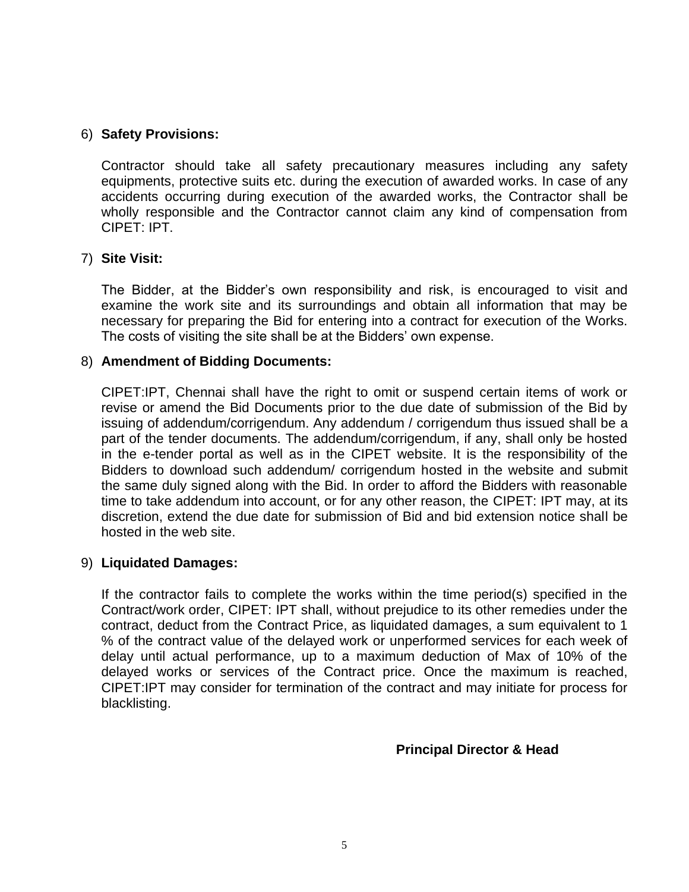6) **Safety Provisions:**

   Contractor should take all safety precautionary measures including any safety equipments, protective suits etc. during the execution of awarded works. In case of any accidents occurring during execution of the awarded works, the Contractor shall be wholly responsible and the Contractor cannot claim any kind of compensation from CIPET: IPT.

7) **Site Visit:**

   The Bidder, at the Bidder's own responsibility and risk, is encouraged to visit and examine the work site and its surroundings and obtain all information that may be necessary for preparing the Bid for entering into a contract for execution of the Works. The costs of visiting the site shall be at the Bidders' own expense.

8) **Amendment of Bidding Documents:**

   CIPET:IPT, Chennai shall have the right to omit or suspend certain items of work or revise or amend the Bid Documents prior to the due date of submission of the Bid by issuing of addendum/corrigendum. Any addendum / corrigendum thus issued shall be a part of the tender documents. The addendum/corrigendum, if any, shall only be hosted in the e-tender portal as well as in the CIPET website. It is the responsibility of the Bidders to download such addendum/ corrigendum hosted in the website and submit the same duly signed along with the Bid. In order to afford the Bidders with reasonable time to take addendum into account, or for any other reason, the CIPET: IPT may, at its discretion, extend the due date for submission of Bid and bid extension notice shall be hosted in the web site.

9) **Liquidated Damages:**

   If the contractor fails to complete the works within the time period(s) specified in the Contract/work order, CIPET: IPT shall, without prejudice to its other remedies under the contract, deduct from the Contract Price, as liquidated damages, a sum equivalent to 1 % of the contract value of the delayed work or unperformed services for each week of delay until actual performance, up to a maximum deduction of Max of 10% of the delayed works or services of the Contract price. Once the maximum is reached, CIPET:IPT may consider for termination of the contract and may initiate for process for blacklisting.

**Principal Director & Head**